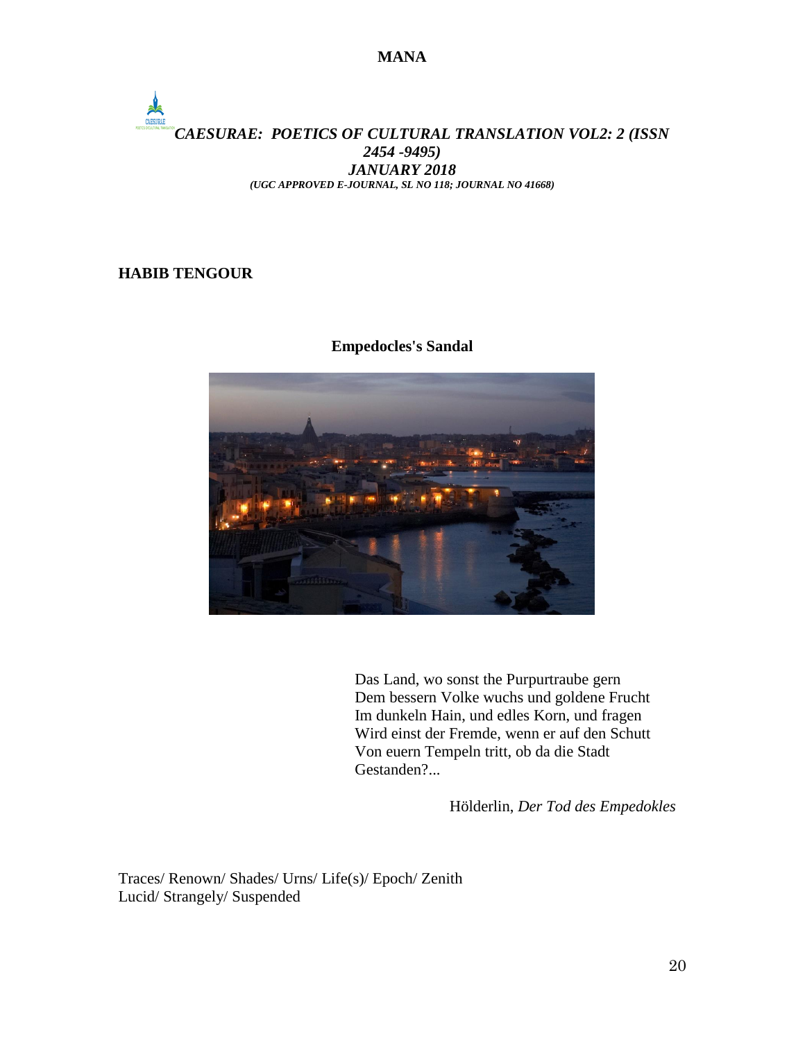**HABIB TENGOUR**

## Empedocles's Sandal

Das Land, wo sonst the Purpurtraube gern
Dem bessern Volke wuchs und goldene Frucht
Im dunkeln Hain, und edles Korn, und fragen
Wird einst der Fremde, wenn er auf den Schutt
Von euern Tempeln tritt, ob da die Stadt
Gestanden?...

Hölderlin, *Der Tod des Empedokles*

Traces/ Renown/ Shades/ Urns/ Life(s)/ Epoch/ Zenith
Lucid/ Strangely/ Suspended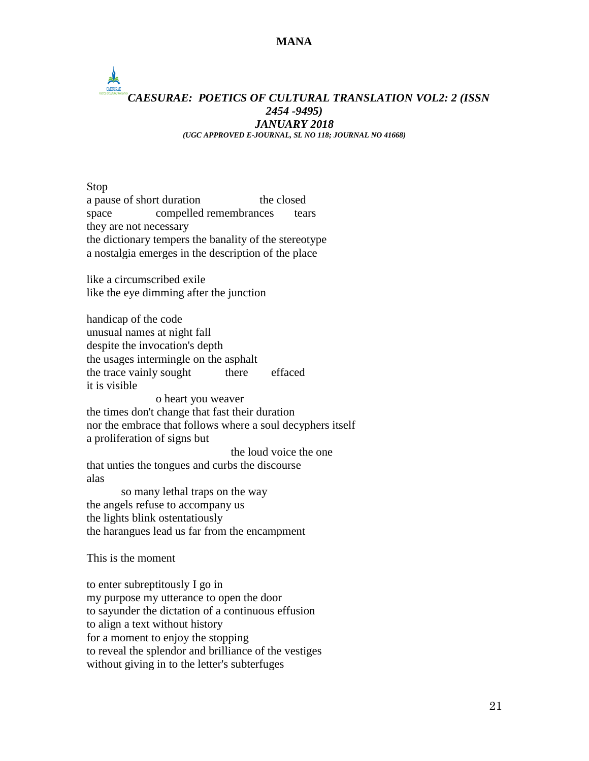Stop
a pause of short duration                    the closed
space              compelled remembrances        tears
they are not necessary
the dictionary tempers the banality of the stereotype
a nostalgia emerges in the description of the place

like a circumscribed exile
like the eye dimming after the junction

handicap of the code
unusual names at night fall
despite the invocation's depth
the usages intermingle on the asphalt
the trace vainly sought            there        effaced
it is visible
                    o heart you weaver
the times don't change that fast their duration
nor the embrace that follows where a soul decyphers itself
a proliferation of signs but
                                        the loud voice the one
that unties the tongues and curbs the discourse
alas
          so many lethal traps on the way
the angels refuse to accompany us
the lights blink ostentatiously
the harangues lead us far from the encampment

This is the moment

to enter subreptitously I go in
my purpose my utterance to open the door
to sayunder the dictation of a continuous effusion
to align a text without history
for a moment to enjoy the stopping
to reveal the splendor and brilliance of the vestiges
without giving in to the letter's subterfuges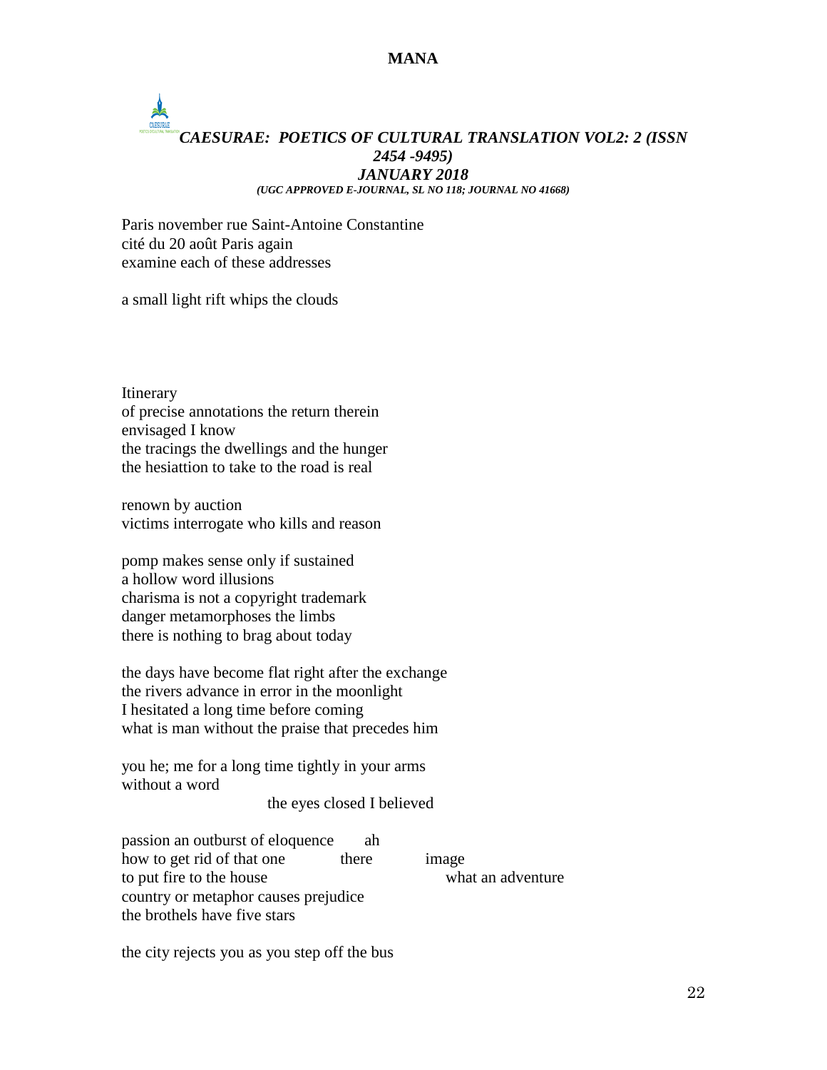Paris november rue Saint-Antoine Constantine
cité du 20 août Paris again
examine each of these addresses

a small light rift whips the clouds

Itinerary
of precise annotations the return therein
envisaged I know
the tracings the dwellings and the hunger
the hesiattion to take to the road is real

renown by auction
victims interrogate who kills and reason

pomp makes sense only if sustained
a hollow word illusions
charisma is not a copyright trademark
danger metamorphoses the limbs
there is nothing to brag about today

the days have become flat right after the exchange
the rivers advance in error in the moonlight
I hesitated a long time before coming
what is man without the praise that precedes him

you he; me for a long time tightly in your arms
without a word
                                        the eyes closed I believed

passion an outburst of eloquence        ah
how to get rid of that one        there        image
to put fire to the house                                what an adventure
country or metaphor causes prejudice
the brothels have five stars

the city rejects you as you step off the bus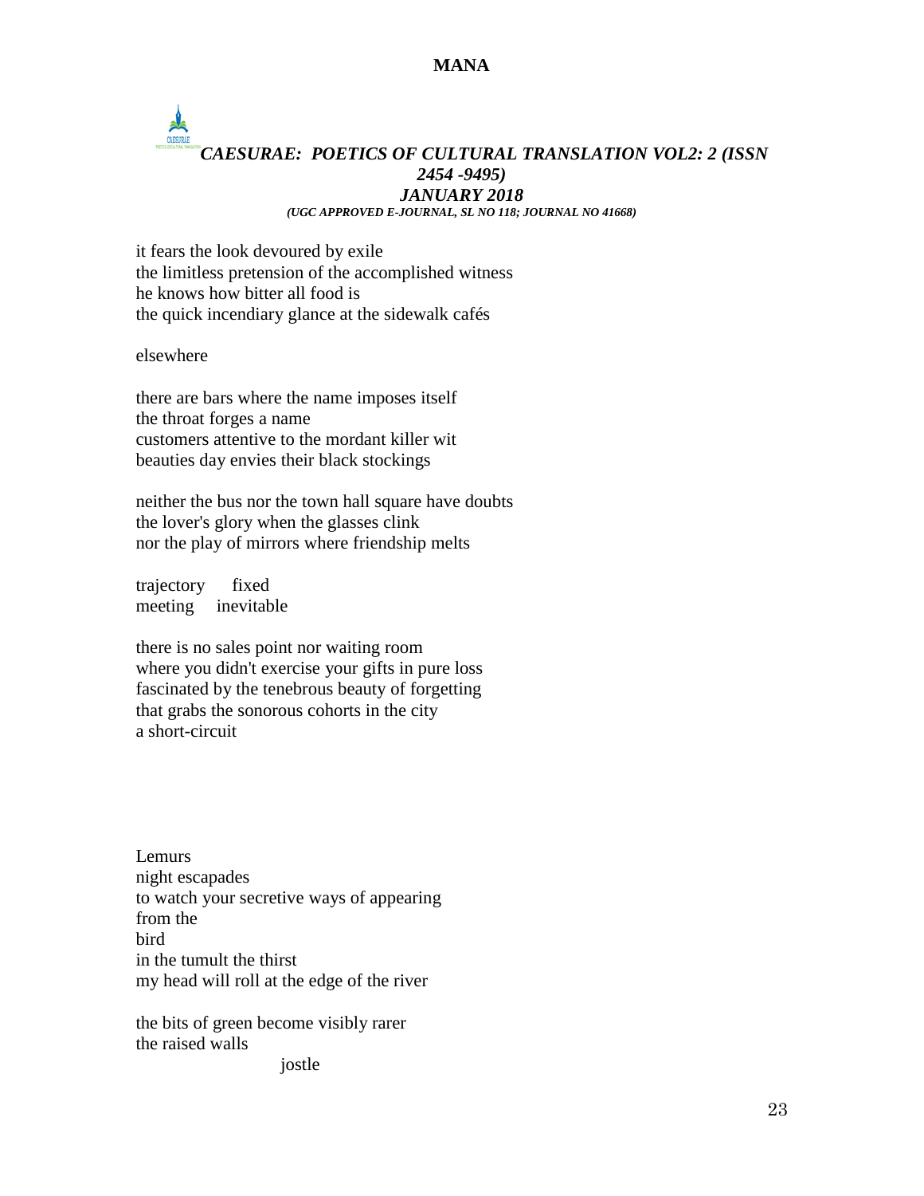it fears the look devoured by exile
the limitless pretension of the accomplished witness
he knows how bitter all food is
the quick incendiary glance at the sidewalk cafés

elsewhere

there are bars where the name imposes itself
the throat forges a name
customers attentive to the mordant killer wit
beauties day envies their black stockings

neither the bus nor the town hall square have doubts
the lover's glory when the glasses clink
nor the play of mirrors where friendship melts

trajectory     fixed
meeting     inevitable

there is no sales point nor waiting room
where you didn't exercise your gifts in pure loss
fascinated by the tenebrous beauty of forgetting
that grabs the sonorous cohorts in the city
a short-circuit

Lemurs
night escapades
to watch your secretive ways of appearing
from the
bird
in the tumult the thirst
my head will roll at the edge of the river

the bits of green become visibly rarer
the raised walls
                    jostle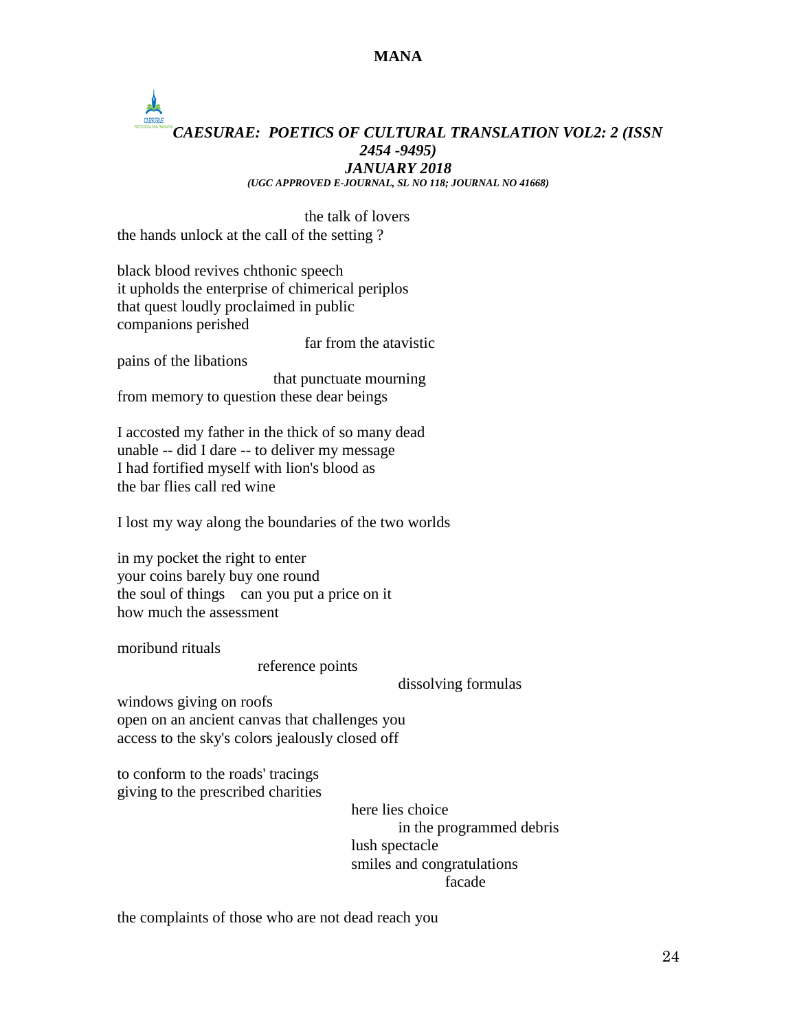the talk of lovers
the hands unlock at the call of the setting ?

black blood revives chthonic speech
it upholds the enterprise of chimerical periplos
that quest loudly proclaimed in public
companions perished
far from the atavistic
pains of the libations
that punctuate mourning
from memory to question these dear beings

I accosted my father in the thick of so many dead
unable -- did I dare -- to deliver my message
I had fortified myself with lion's blood as
the bar flies call red wine

I lost my way along the boundaries of the two worlds

in my pocket the right to enter
your coins barely buy one round
the soul of things   can you put a price on it
how much the assessment

moribund rituals
reference points
dissolving formulas
windows giving on roofs
open on an ancient canvas that challenges you
access to the sky's colors jealously closed off

to conform to the roads' tracings
giving to the prescribed charities
here lies choice
in the programmed debris
lush spectacle
smiles and congratulations
facade

the complaints of those who are not dead reach you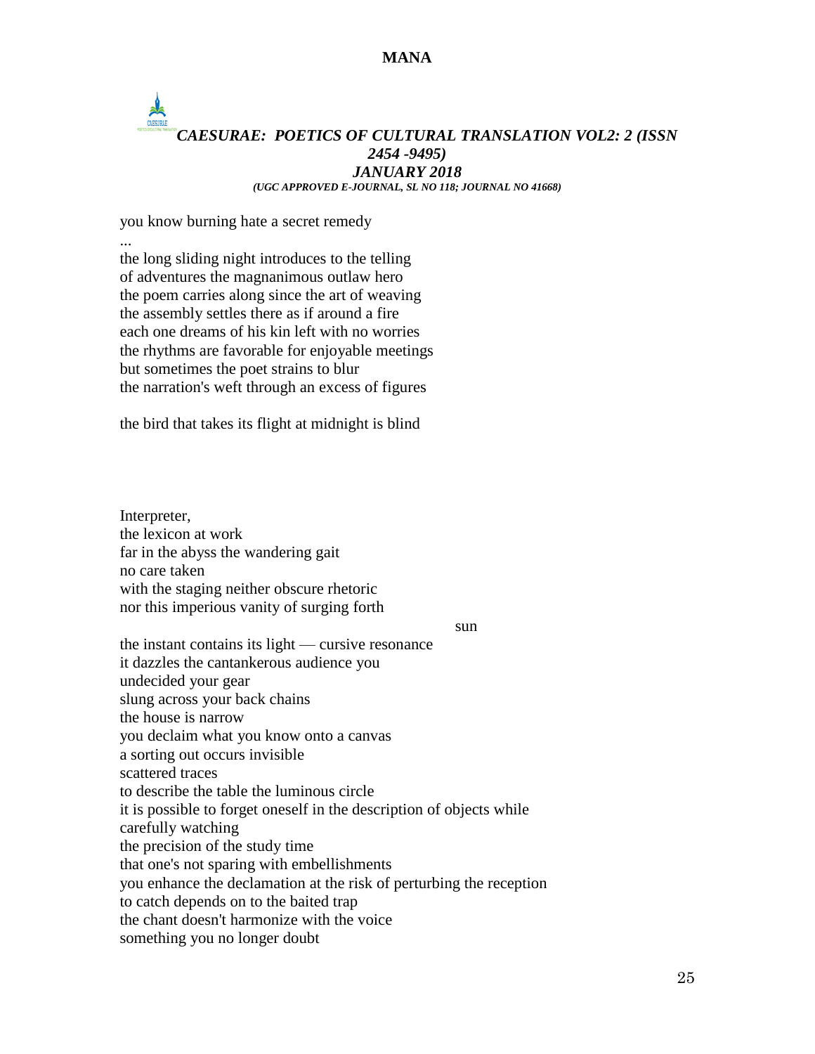you know burning hate a secret remedy

...

the long sliding night introduces to the telling
of adventures the magnanimous outlaw hero
the poem carries along since the art of weaving
the assembly settles there as if around a fire
each one dreams of his kin left with no worries
the rhythms are favorable for enjoyable meetings
but sometimes the poet strains to blur
the narration's weft through an excess of figures

the bird that takes its flight at midnight is blind

Interpreter,
the lexicon at work
far in the abyss the wandering gait
no care taken
with the staging neither obscure rhetoric
nor this imperious vanity of surging forth

sun

the instant contains its light — cursive resonance
it dazzles the cantankerous audience you
undecided your gear
slung across your back chains
the house is narrow
you declaim what you know onto a canvas
a sorting out occurs invisible
scattered traces
to describe the table the luminous circle
it is possible to forget oneself in the description of objects while
carefully watching
the precision of the study time
that one's not sparing with embellishments
you enhance the declamation at the risk of perturbing the reception
to catch depends on to the baited trap
the chant doesn't harmonize with the voice
something you no longer doubt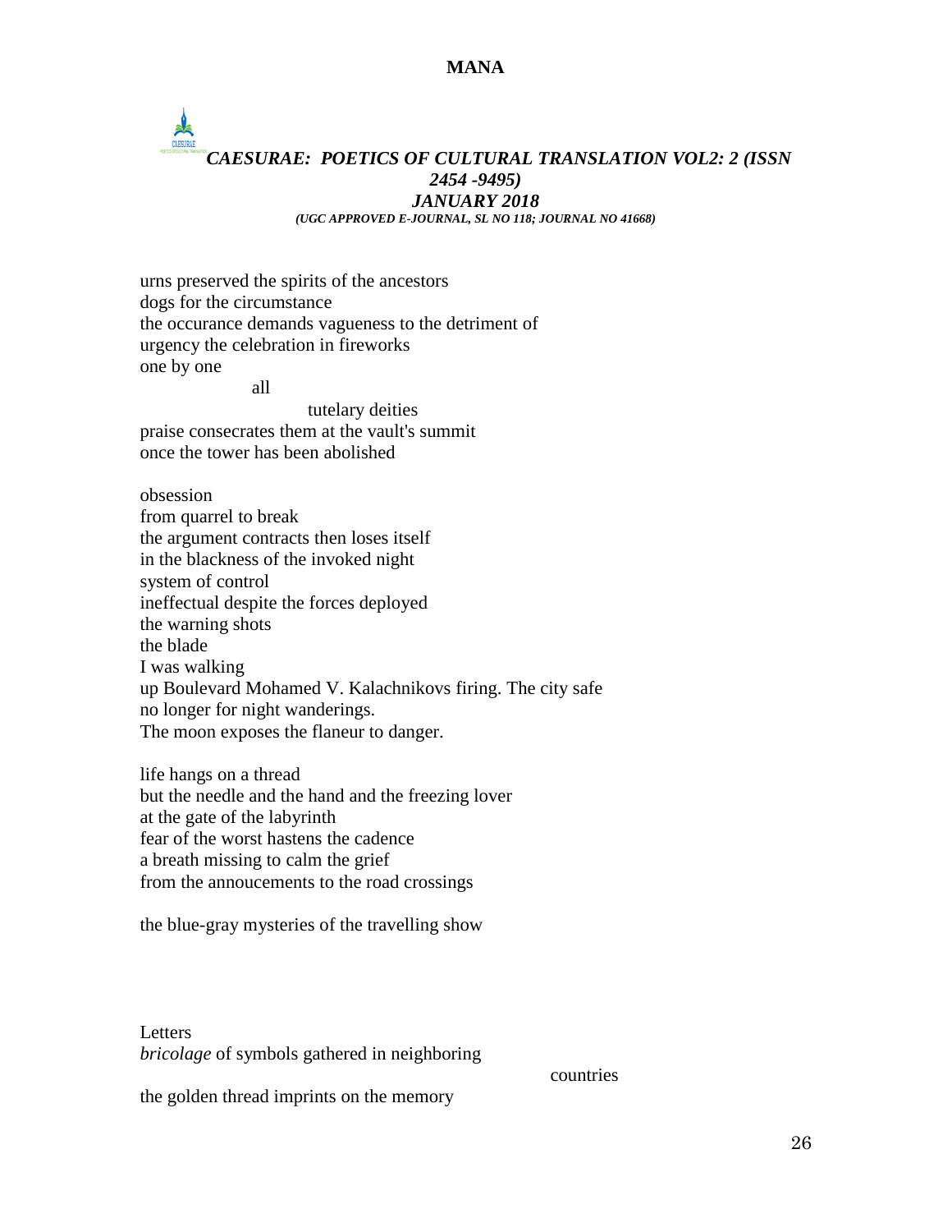urns preserved the spirits of the ancestors
dogs for the circumstance
the occurance demands vagueness to the detriment of
urgency the celebration in fireworks
one by one
                    all
                              tutelary deities
praise consecrates them at the vault's summit
once the tower has been abolished

obsession
from quarrel to break
the argument contracts then loses itself
in the blackness of the invoked night
system of control
ineffectual despite the forces deployed
the warning shots
the blade
I was walking
up Boulevard Mohamed V. Kalachnikovs firing. The city safe
no longer for night wanderings.
The moon exposes the flaneur to danger.

life hangs on a thread
but the needle and the hand and the freezing lover
at the gate of the labyrinth
fear of the worst hastens the cadence
a breath missing to calm the grief
from the annoucements to the road crossings

the blue-gray mysteries of the travelling show

Letters
*bricolage* of symbols gathered in neighboring
                                                            countries
the golden thread imprints on the memory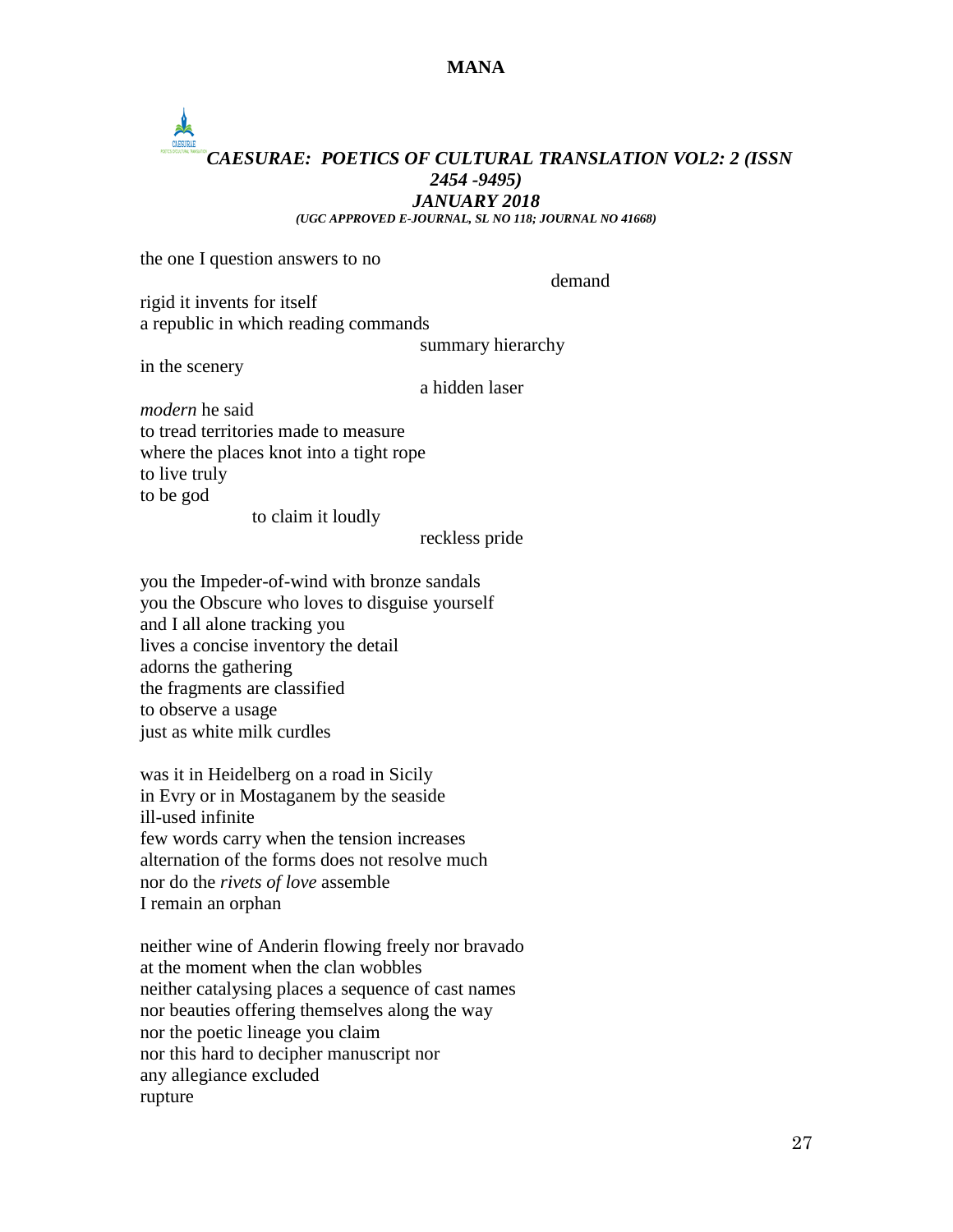the one I question answers to no

demand

rigid it invents for itself
a republic in which reading commands

summary hierarchy

in the scenery

a hidden laser

*modern* he said
to tread territories made to measure
where the places knot into a tight rope
to live truly
to be god

to claim it loudly

reckless pride

you the Impeder-of-wind with bronze sandals
you the Obscure who loves to disguise yourself
and I all alone tracking you
lives a concise inventory the detail
adorns the gathering
the fragments are classified
to observe a usage
just as white milk curdles

was it in Heidelberg on a road in Sicily
in Evry or in Mostaganem by the seaside
ill-used infinite
few words carry when the tension increases
alternation of the forms does not resolve much
nor do the *rivets of love* assemble
I remain an orphan

neither wine of Anderin flowing freely nor bravado
at the moment when the clan wobbles
neither catalysing places a sequence of cast names
nor beauties offering themselves along the way
nor the poetic lineage you claim
nor this hard to decipher manuscript nor
any allegiance excluded
rupture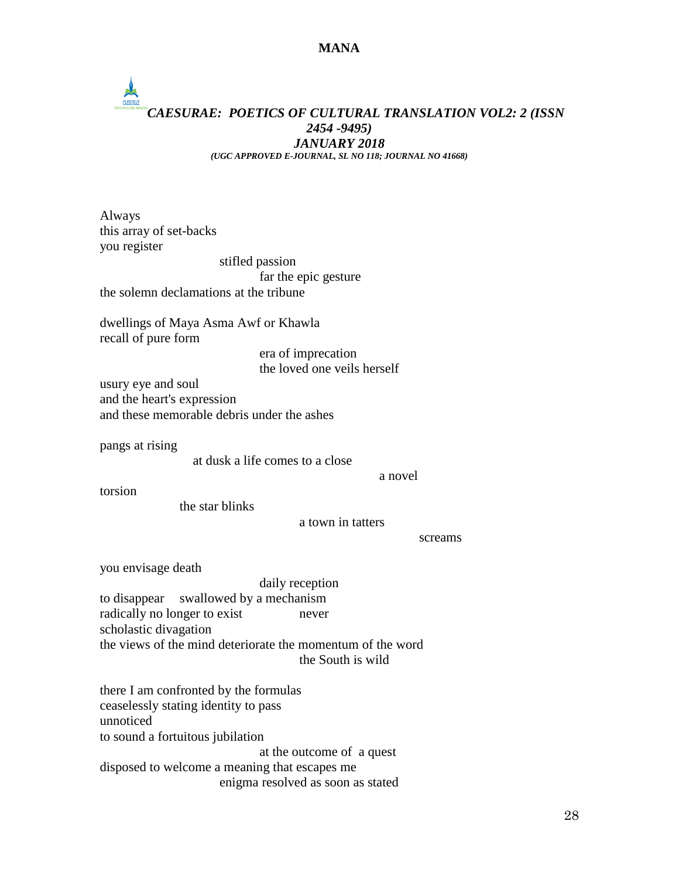Always
this array of set-backs
you register
                                        stifled passion
                                                    far the epic gesture
the solemn declamations at the tribune

dwellings of Maya Asma Awf or Khawla
recall of pure form
                                                    era of imprecation
                                                    the loved one veils herself
usury eye and soul
and the heart's expression
and these memorable debris under the ashes

pangs at rising
                              at dusk a life comes to a close
                                                                                    a novel
torsion
                        the star blinks
                                                              a town in tatters
                                                                                                screams

you envisage death
                                                    daily reception
to disappear     swallowed by a mechanism
radically no longer to exist                never
scholastic divagation
the views of the mind deteriorate the momentum of the word
                                                              the South is wild

there I am confronted by the formulas
ceaselessly stating identity to pass
unnoticed
to sound a fortuitous jubilation
                                                    at the outcome of  a quest
disposed to welcome a meaning that escapes me
                                        enigma resolved as soon as stated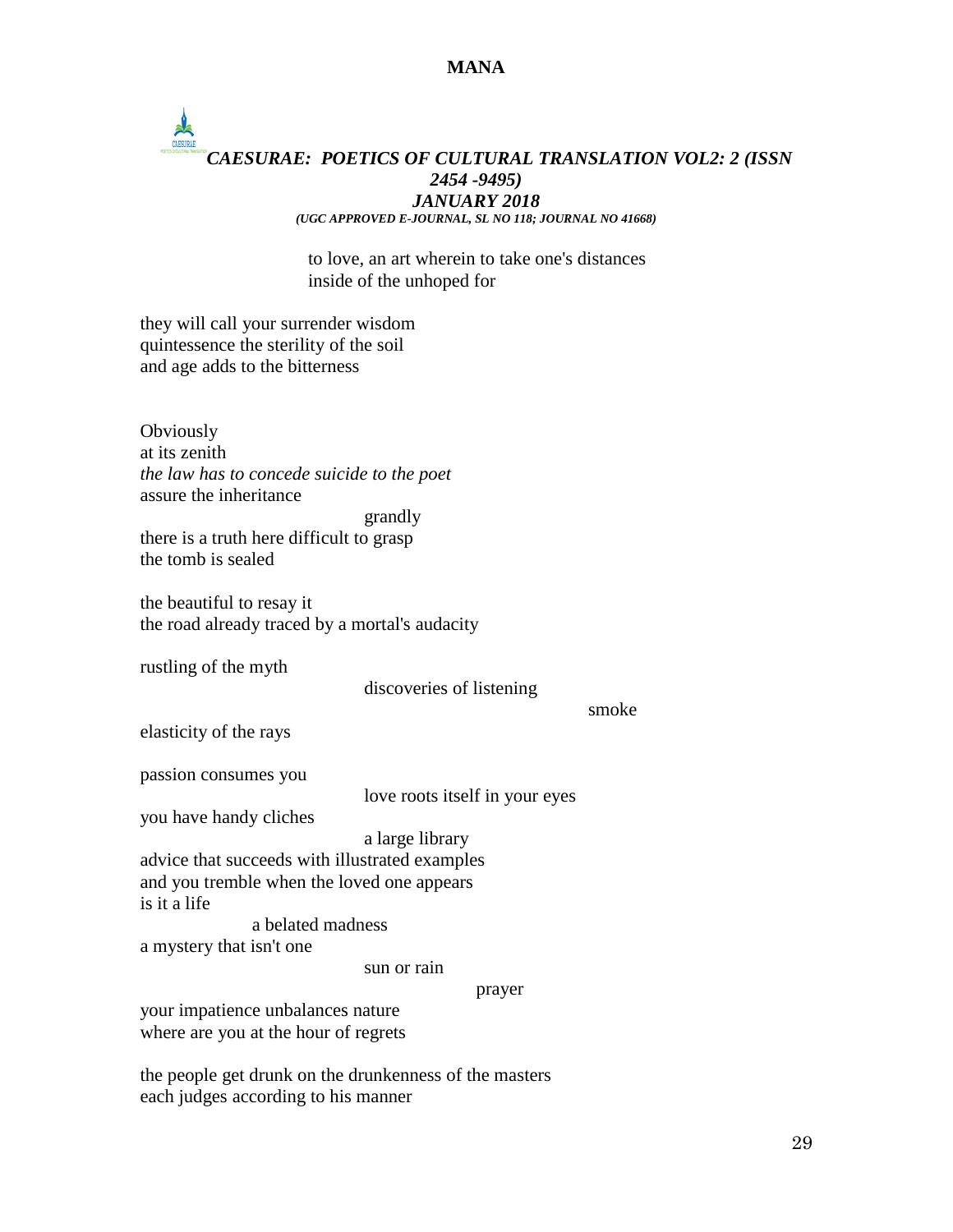to love, an art wherein to take one's distances
inside of the unhoped for

they will call your surrender wisdom
quintessence the sterility of the soil
and age adds to the bitterness

Obviously
at its zenith
*the law has to concede suicide to the poet*
assure the inheritance
grandly
there is a truth here difficult to grasp
the tomb is sealed

the beautiful to resay it
the road already traced by a mortal's audacity

rustling of the myth
discoveries of listening
smoke
elasticity of the rays

passion consumes you
love roots itself in your eyes
you have handy cliches
a large library
advice that succeeds with illustrated examples
and you tremble when the loved one appears
is it a life
a belated madness
a mystery that isn't one
sun or rain
prayer
your impatience unbalances nature
where are you at the hour of regrets

the people get drunk on the drunkenness of the masters
each judges according to his manner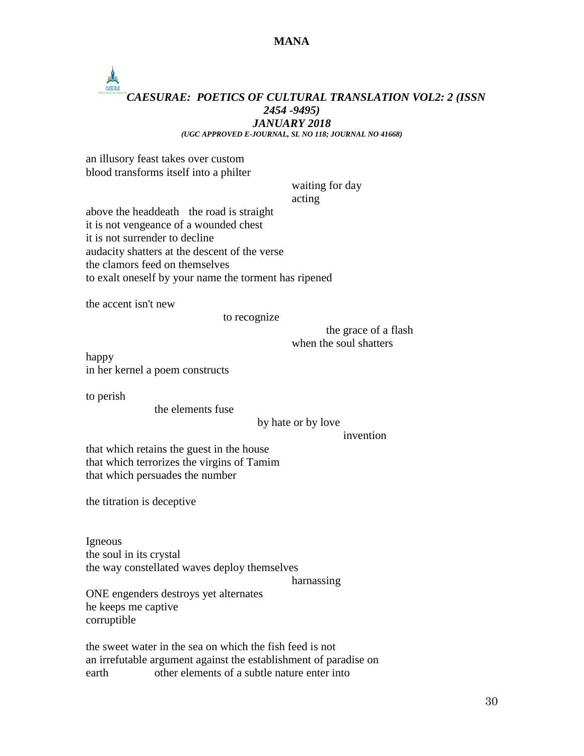an illusory feast takes over custom
blood transforms itself into a philter

waiting for day
acting

above the headdeath   the road is straight
it is not vengeance of a wounded chest
it is not surrender to decline
audacity shatters at the descent of the verse
the clamors feed on themselves
to exalt oneself by your name the torment has ripened

the accent isn't new

to recognize

the grace of a flash
when the soul shatters

happy
in her kernel a poem constructs

to perish

the elements fuse

by hate or by love

invention

that which retains the guest in the house
that which terrorizes the virgins of Tamim
that which persuades the number

the titration is deceptive

Igneous
the soul in its crystal
the way constellated waves deploy themselves

harnassing

ONE engenders destroys yet alternates
he keeps me captive
corruptible

the sweet water in the sea on which the fish feed is not
an irrefutable argument against the establishment of paradise on
earth          other elements of a subtle nature enter into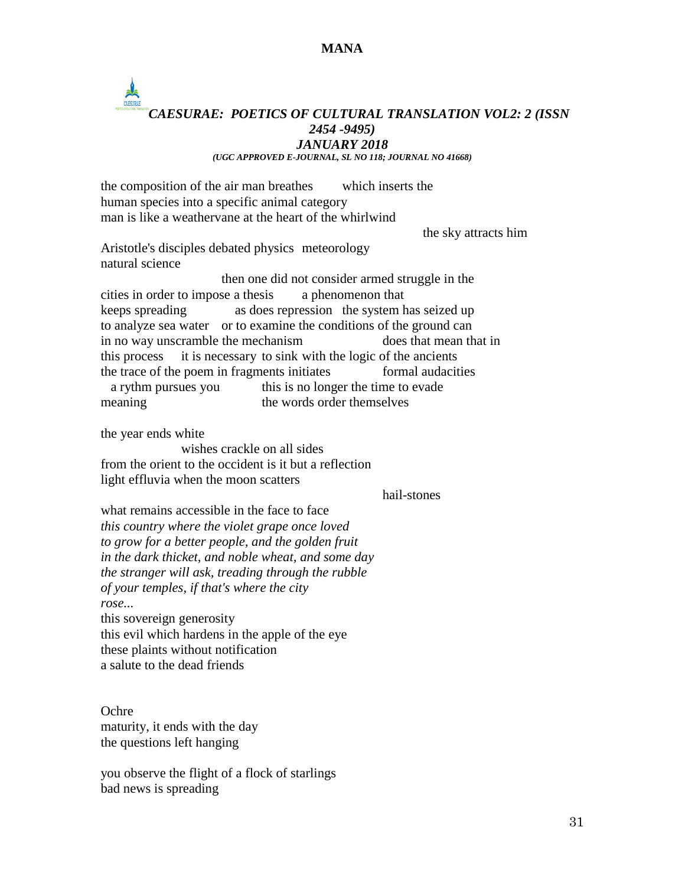the composition of the air man breathes which inserts the
human species into a specific animal category
man is like a weathervane at the heart of the whirlwind
the sky attracts him
Aristotle's disciples debated physics meteorology
natural science
then one did not consider armed struggle in the
cities in order to impose a thesis a phenomenon that
keeps spreading as does repression the system has seized up
to analyze sea water or to examine the conditions of the ground can
in no way unscramble the mechanism does that mean that in
this process it is necessary to sink with the logic of the ancients
the trace of the poem in fragments initiates formal audacities
a rythm pursues you this is no longer the time to evade
meaning the words order themselves

the year ends white
wishes crackle on all sides
from the orient to the occident is it but a reflection
light effluvia when the moon scatters
hail-stones
what remains accessible in the face to face
*this country where the violet grape once loved*
*to grow for a better people, and the golden fruit*
*in the dark thicket, and noble wheat, and some day*
*the stranger will ask, treading through the rubble*
*of your temples, if that's where the city*
*rose...*
this sovereign generosity
this evil which hardens in the apple of the eye
these plaints without notification
a salute to the dead friends

Ochre
maturity, it ends with the day
the questions left hanging

you observe the flight of a flock of starlings
bad news is spreading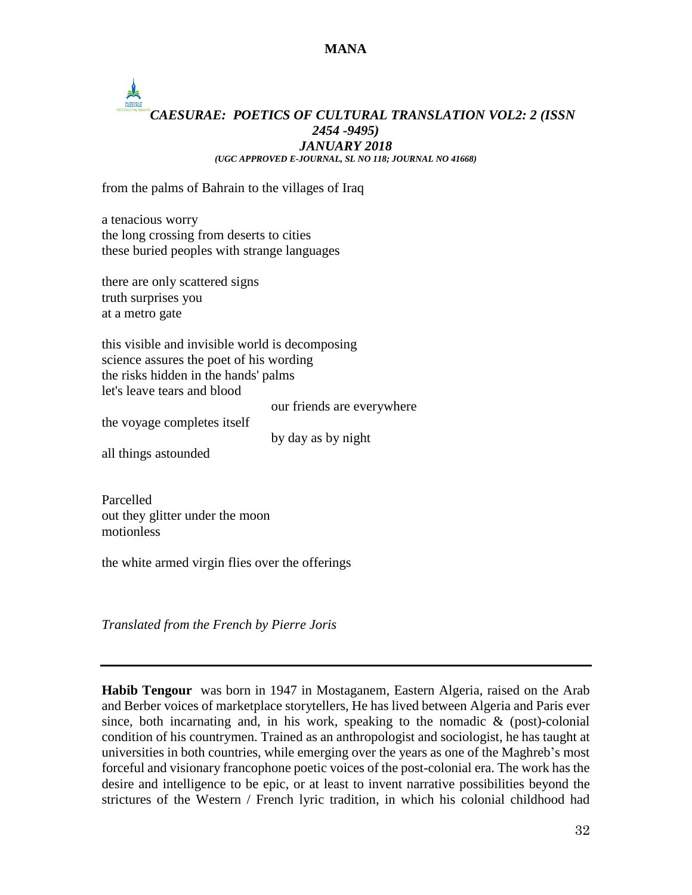from the palms of Bahrain to the villages of Iraq

a tenacious worry
the long crossing from deserts to cities
these buried peoples with strange languages

there are only scattered signs
truth surprises you
at a metro gate

this visible and invisible world is decomposing
science assures the poet of his wording
the risks hidden in the hands' palms
let's leave tears and blood
                                        our friends are everywhere
the voyage completes itself
                                        by day as by night
all things astounded

Parcelled
out they glitter under the moon
motionless

the white armed virgin flies over the offerings

*Translated from the French by Pierre Joris*

---

**Habib Tengour** was born in 1947 in Mostaganem, Eastern Algeria, raised on the Arab and Berber voices of marketplace storytellers, He has lived between Algeria and Paris ever since, both incarnating and, in his work, speaking to the nomadic & (post)-colonial condition of his countrymen. Trained as an anthropologist and sociologist, he has taught at universities in both countries, while emerging over the years as one of the Maghreb's most forceful and visionary francophone poetic voices of the post-colonial era. The work has the desire and intelligence to be epic, or at least to invent narrative possibilities beyond the strictures of the Western / French lyric tradition, in which his colonial childhood had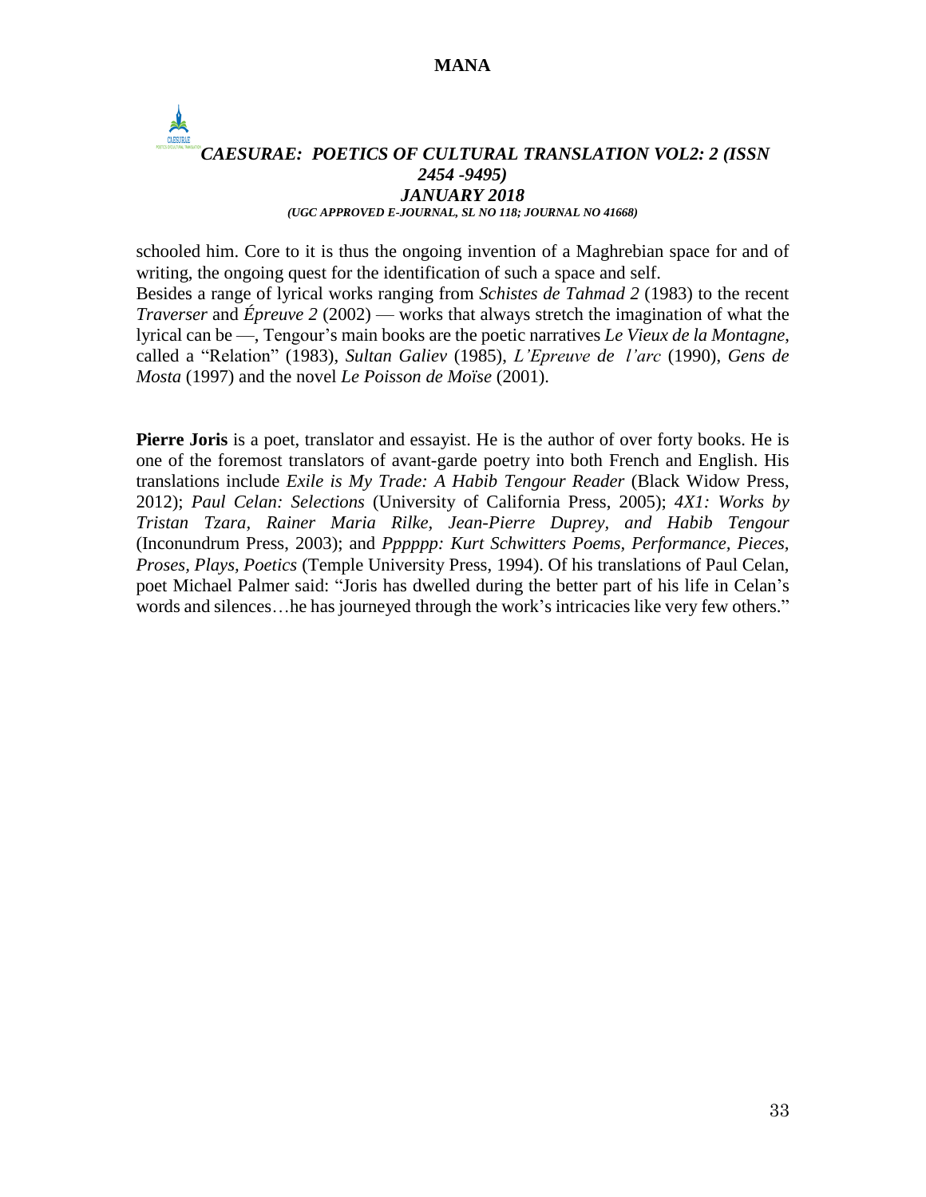schooled him. Core to it is thus the ongoing invention of a Maghrebian space for and of writing, the ongoing quest for the identification of such a space and self.

Besides a range of lyrical works ranging from *Schistes de Tahmad 2* (1983) to the recent *Traverser* and *Épreuve 2* (2002) — works that always stretch the imagination of what the lyrical can be —, Tengour's main books are the poetic narratives *Le Vieux de la Montagne*, called a "Relation" (1983), *Sultan Galiev* (1985), *L'Epreuve de l'arc* (1990), *Gens de Mosta* (1997) and the novel *Le Poisson de Moïse* (2001).

**Pierre Joris** is a poet, translator and essayist. He is the author of over forty books. He is one of the foremost translators of avant-garde poetry into both French and English. His translations include *Exile is My Trade: A Habib Tengour Reader* (Black Widow Press, 2012); *Paul Celan: Selections* (University of California Press, 2005); *4X1: Works by Tristan Tzara, Rainer Maria Rilke, Jean-Pierre Duprey, and Habib Tengour* (Inconundrum Press, 2003); and *Pppppp: Kurt Schwitters Poems, Performance, Pieces, Proses, Plays, Poetics* (Temple University Press, 1994). Of his translations of Paul Celan, poet Michael Palmer said: "Joris has dwelled during the better part of his life in Celan's words and silences…he has journeyed through the work's intricacies like very few others."